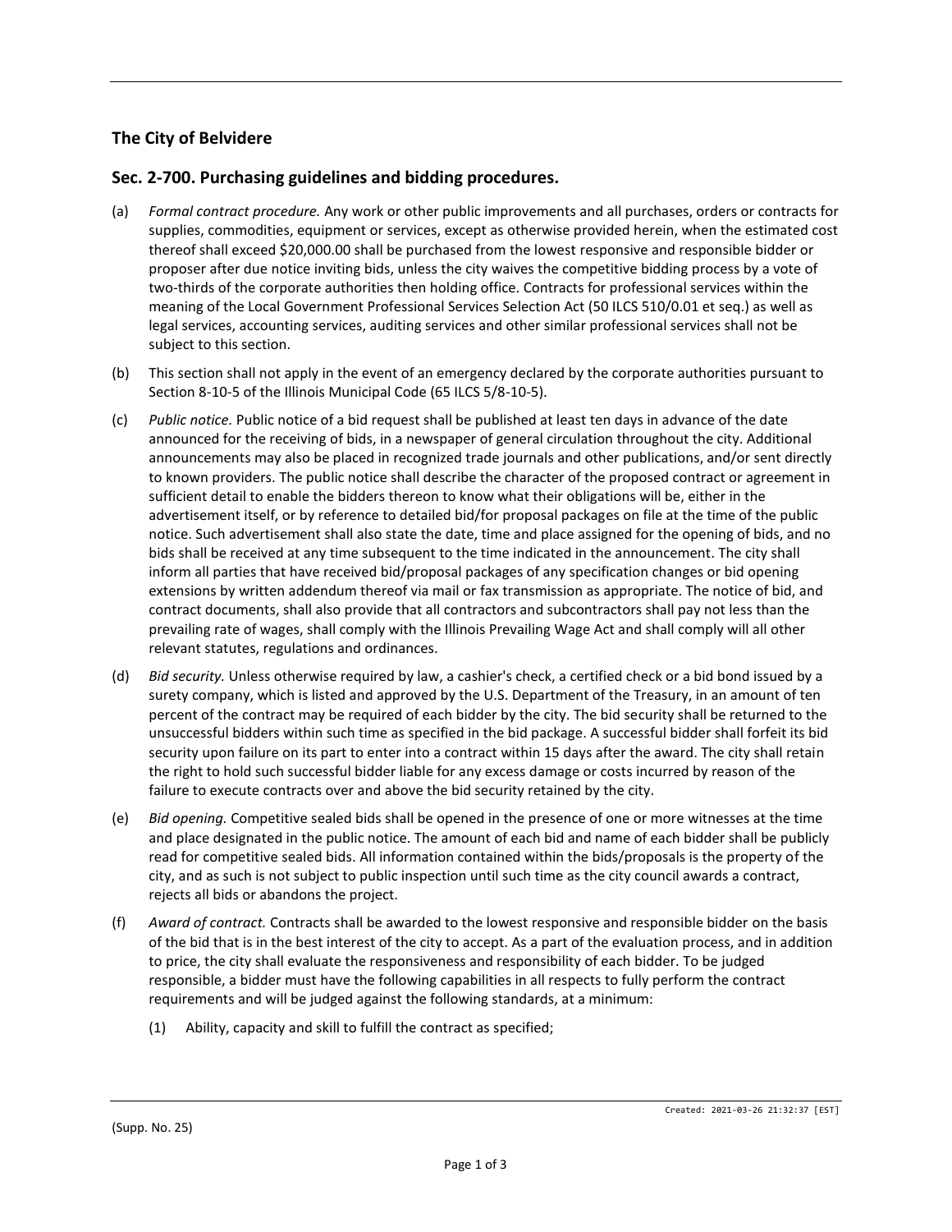## The City of Belvidere

### Sec. 2-700. Purchasing guidelines and bidding procedures.

(a) *Formal contract procedure.* Any work or other public improvements and all purchases, orders or contracts for supplies, commodities, equipment or services, except as otherwise provided herein, when the estimated cost thereof shall exceed $20,000.00 shall be purchased from the lowest responsive and responsible bidder or proposer after due notice inviting bids, unless the city waives the competitive bidding process by a vote of two-thirds of the corporate authorities then holding office. Contracts for professional services within the meaning of the Local Government Professional Services Selection Act (50 ILCS 510/0.01 et seq.) as well as legal services, accounting services, auditing services and other similar professional services shall not be subject to this section.

(b) This section shall not apply in the event of an emergency declared by the corporate authorities pursuant to Section 8-10-5 of the Illinois Municipal Code (65 ILCS 5/8-10-5).

(c) *Public notice.* Public notice of a bid request shall be published at least ten days in advance of the date announced for the receiving of bids, in a newspaper of general circulation throughout the city. Additional announcements may also be placed in recognized trade journals and other publications, and/or sent directly to known providers. The public notice shall describe the character of the proposed contract or agreement in sufficient detail to enable the bidders thereon to know what their obligations will be, either in the advertisement itself, or by reference to detailed bid/for proposal packages on file at the time of the public notice. Such advertisement shall also state the date, time and place assigned for the opening of bids, and no bids shall be received at any time subsequent to the time indicated in the announcement. The city shall inform all parties that have received bid/proposal packages of any specification changes or bid opening extensions by written addendum thereof via mail or fax transmission as appropriate. The notice of bid, and contract documents, shall also provide that all contractors and subcontractors shall pay not less than the prevailing rate of wages, shall comply with the Illinois Prevailing Wage Act and shall comply will all other relevant statutes, regulations and ordinances.

(d) *Bid security.* Unless otherwise required by law, a cashier's check, a certified check or a bid bond issued by a surety company, which is listed and approved by the U.S. Department of the Treasury, in an amount of ten percent of the contract may be required of each bidder by the city. The bid security shall be returned to the unsuccessful bidders within such time as specified in the bid package. A successful bidder shall forfeit its bid security upon failure on its part to enter into a contract within 15 days after the award. The city shall retain the right to hold such successful bidder liable for any excess damage or costs incurred by reason of the failure to execute contracts over and above the bid security retained by the city.

(e) *Bid opening.* Competitive sealed bids shall be opened in the presence of one or more witnesses at the time and place designated in the public notice. The amount of each bid and name of each bidder shall be publicly read for competitive sealed bids. All information contained within the bids/proposals is the property of the city, and as such is not subject to public inspection until such time as the city council awards a contract, rejects all bids or abandons the project.

(f) *Award of contract.* Contracts shall be awarded to the lowest responsive and responsible bidder on the basis of the bid that is in the best interest of the city to accept. As a part of the evaluation process, and in addition to price, the city shall evaluate the responsiveness and responsibility of each bidder. To be judged responsible, a bidder must have the following capabilities in all respects to fully perform the contract requirements and will be judged against the following standards, at a minimum:

   (1) Ability, capacity and skill to fulfill the contract as specified;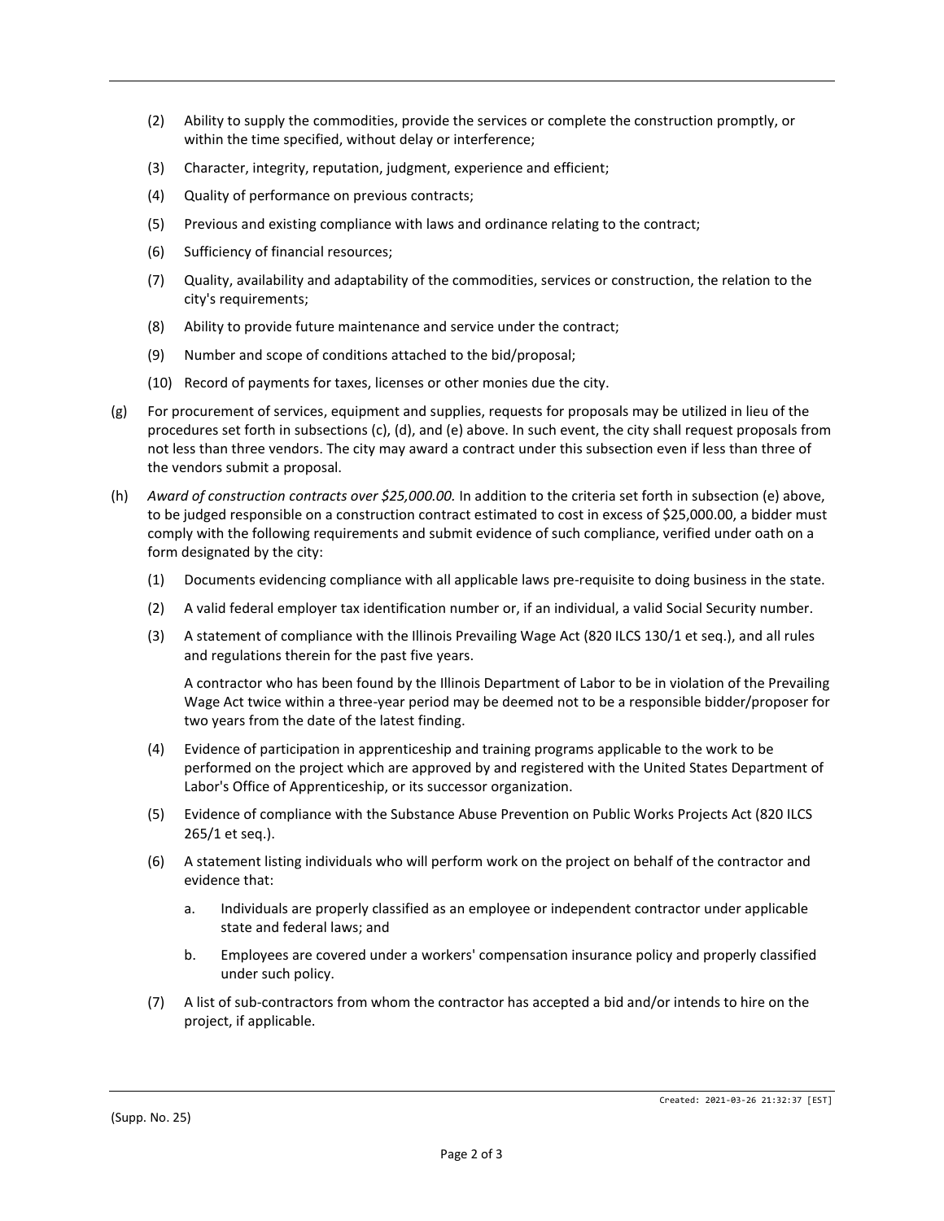(2) Ability to supply the commodities, provide the services or complete the construction promptly, or within the time specified, without delay or interference;

(3) Character, integrity, reputation, judgment, experience and efficient;

(4) Quality of performance on previous contracts;

(5) Previous and existing compliance with laws and ordinance relating to the contract;

(6) Sufficiency of financial resources;

(7) Quality, availability and adaptability of the commodities, services or construction, the relation to the city's requirements;

(8) Ability to provide future maintenance and service under the contract;

(9) Number and scope of conditions attached to the bid/proposal;

(10) Record of payments for taxes, licenses or other monies due the city.

(g) For procurement of services, equipment and supplies, requests for proposals may be utilized in lieu of the procedures set forth in subsections (c), (d), and (e) above. In such event, the city shall request proposals from not less than three vendors. The city may award a contract under this subsection even if less than three of the vendors submit a proposal.

(h) *Award of construction contracts over $25,000.00.* In addition to the criteria set forth in subsection (e) above, to be judged responsible on a construction contract estimated to cost in excess of $25,000.00, a bidder must comply with the following requirements and submit evidence of such compliance, verified under oath on a form designated by the city:

(1) Documents evidencing compliance with all applicable laws pre-requisite to doing business in the state.

(2) A valid federal employer tax identification number or, if an individual, a valid Social Security number.

(3) A statement of compliance with the Illinois Prevailing Wage Act (820 ILCS 130/1 et seq.), and all rules and regulations therein for the past five years.

A contractor who has been found by the Illinois Department of Labor to be in violation of the Prevailing Wage Act twice within a three-year period may be deemed not to be a responsible bidder/proposer for two years from the date of the latest finding.

(4) Evidence of participation in apprenticeship and training programs applicable to the work to be performed on the project which are approved by and registered with the United States Department of Labor's Office of Apprenticeship, or its successor organization.

(5) Evidence of compliance with the Substance Abuse Prevention on Public Works Projects Act (820 ILCS 265/1 et seq.).

(6) A statement listing individuals who will perform work on the project on behalf of the contractor and evidence that:

a. Individuals are properly classified as an employee or independent contractor under applicable state and federal laws; and

b. Employees are covered under a workers' compensation insurance policy and properly classified under such policy.

(7) A list of sub-contractors from whom the contractor has accepted a bid and/or intends to hire on the project, if applicable.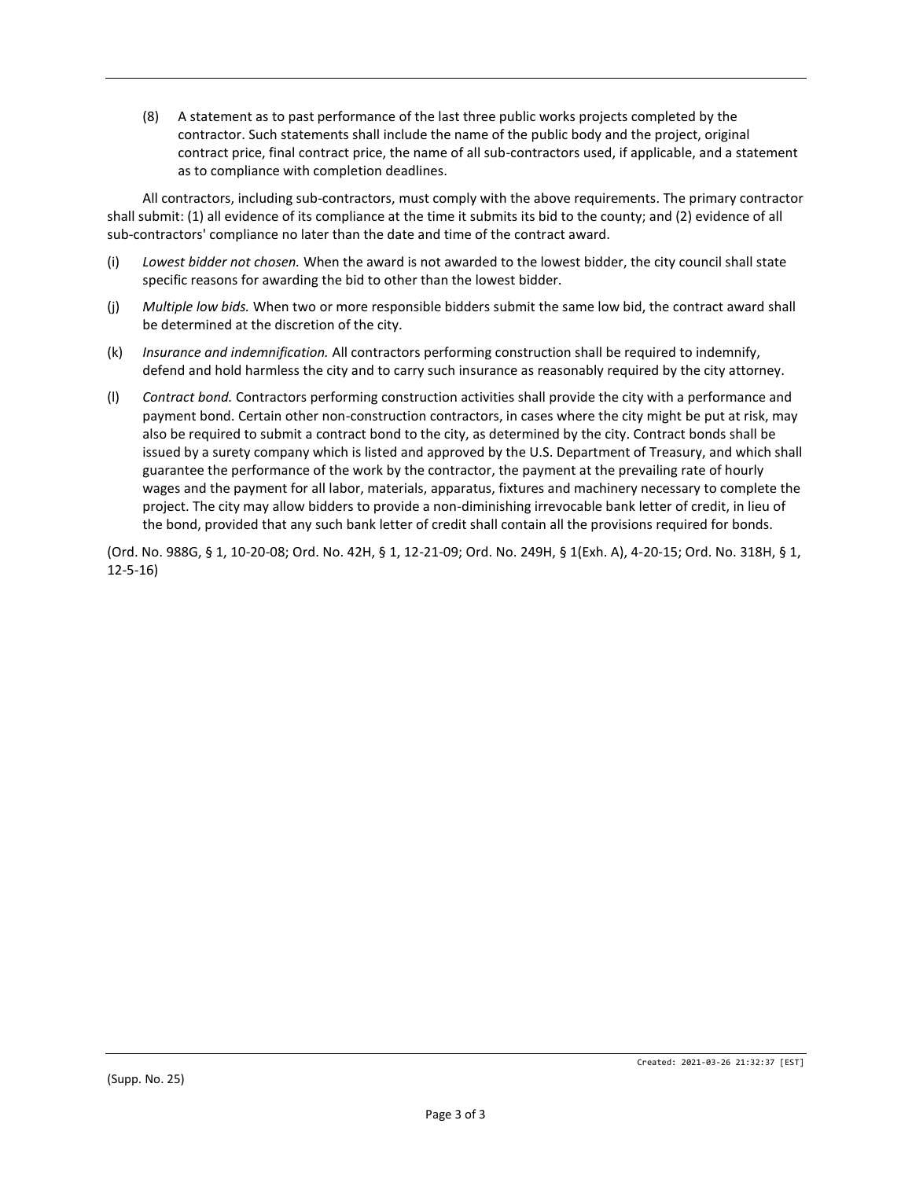(8) A statement as to past performance of the last three public works projects completed by the contractor. Such statements shall include the name of the public body and the project, original contract price, final contract price, the name of all sub-contractors used, if applicable, and a statement as to compliance with completion deadlines.

All contractors, including sub-contractors, must comply with the above requirements. The primary contractor shall submit: (1) all evidence of its compliance at the time it submits its bid to the county; and (2) evidence of all sub-contractors' compliance no later than the date and time of the contract award.

(i) *Lowest bidder not chosen.* When the award is not awarded to the lowest bidder, the city council shall state specific reasons for awarding the bid to other than the lowest bidder.

(j) *Multiple low bids.* When two or more responsible bidders submit the same low bid, the contract award shall be determined at the discretion of the city.

(k) *Insurance and indemnification.* All contractors performing construction shall be required to indemnify, defend and hold harmless the city and to carry such insurance as reasonably required by the city attorney.

(l) *Contract bond.* Contractors performing construction activities shall provide the city with a performance and payment bond. Certain other non-construction contractors, in cases where the city might be put at risk, may also be required to submit a contract bond to the city, as determined by the city. Contract bonds shall be issued by a surety company which is listed and approved by the U.S. Department of Treasury, and which shall guarantee the performance of the work by the contractor, the payment at the prevailing rate of hourly wages and the payment for all labor, materials, apparatus, fixtures and machinery necessary to complete the project. The city may allow bidders to provide a non-diminishing irrevocable bank letter of credit, in lieu of the bond, provided that any such bank letter of credit shall contain all the provisions required for bonds.

(Ord. No. 988G, § 1, 10-20-08; Ord. No. 42H, § 1, 12-21-09; Ord. No. 249H, § 1(Exh. A), 4-20-15; Ord. No. 318H, § 1, 12-5-16)